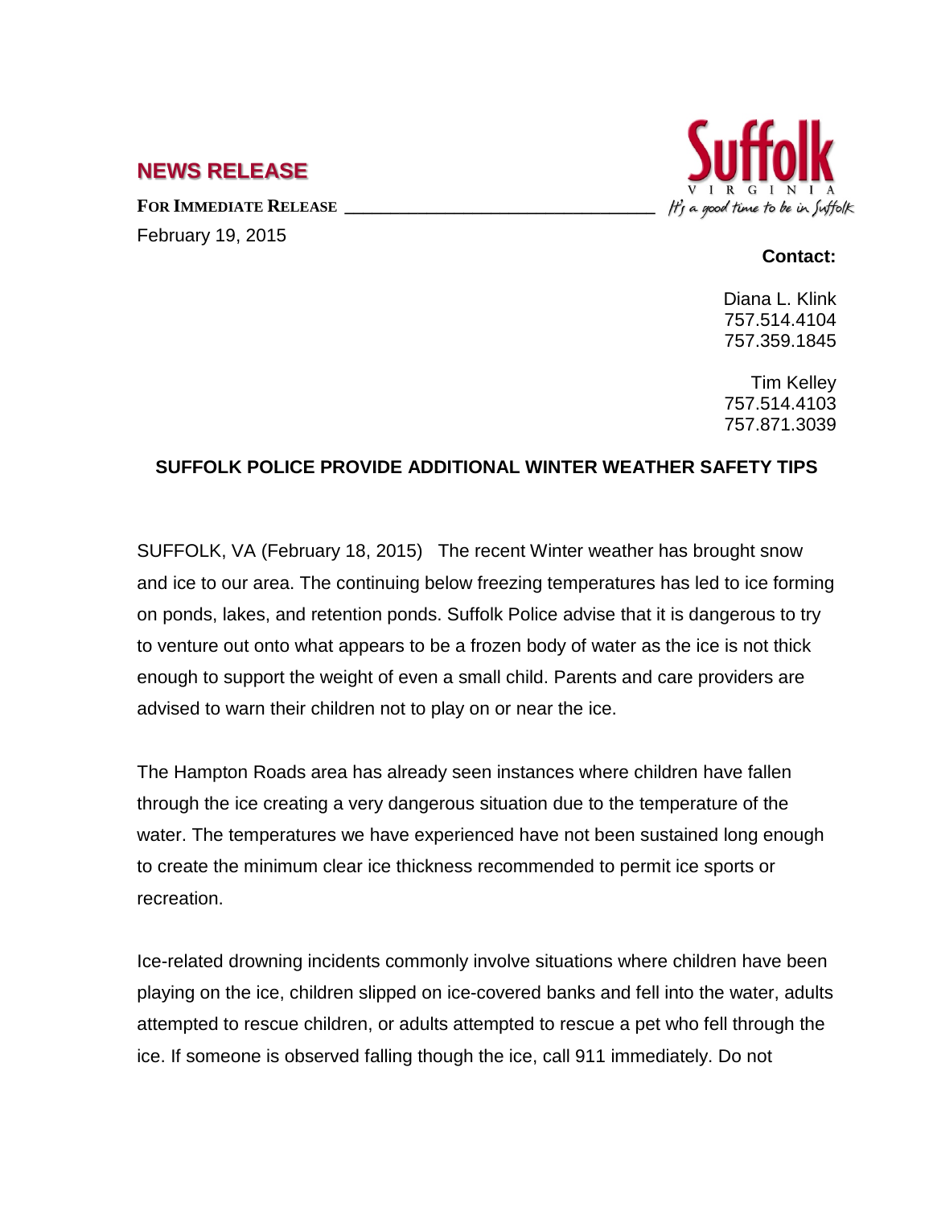## NEWS RELEASE

**FOR IMMEDIATE RELEASE**

February 19, 2015

Suffolk VIRGINIA *It's a good time to be in Suffolk*

**Contact:**

Diana L. Klink
757.514.4104
757.359.1845

Tim Kelley
757.514.4103
757.871.3039

### SUFFOLK POLICE PROVIDE ADDITIONAL WINTER WEATHER SAFETY TIPS

SUFFOLK, VA (February 18, 2015) The recent Winter weather has brought snow and ice to our area. The continuing below freezing temperatures has led to ice forming on ponds, lakes, and retention ponds. Suffolk Police advise that it is dangerous to try to venture out onto what appears to be a frozen body of water as the ice is not thick enough to support the weight of even a small child. Parents and care providers are advised to warn their children not to play on or near the ice.

The Hampton Roads area has already seen instances where children have fallen through the ice creating a very dangerous situation due to the temperature of the water. The temperatures we have experienced have not been sustained long enough to create the minimum clear ice thickness recommended to permit ice sports or recreation.

Ice-related drowning incidents commonly involve situations where children have been playing on the ice, children slipped on ice-covered banks and fell into the water, adults attempted to rescue children, or adults attempted to rescue a pet who fell through the ice. If someone is observed falling though the ice, call 911 immediately. Do not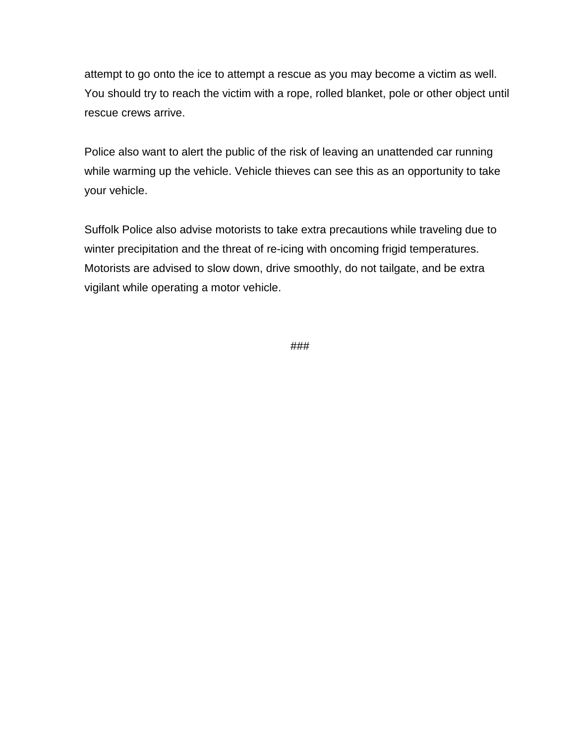attempt to go onto the ice to attempt a rescue as you may become a victim as well. You should try to reach the victim with a rope, rolled blanket, pole or other object until rescue crews arrive.

Police also want to alert the public of the risk of leaving an unattended car running while warming up the vehicle. Vehicle thieves can see this as an opportunity to take your vehicle.

Suffolk Police also advise motorists to take extra precautions while traveling due to winter precipitation and the threat of re-icing with oncoming frigid temperatures. Motorists are advised to slow down, drive smoothly, do not tailgate, and be extra vigilant while operating a motor vehicle.

###